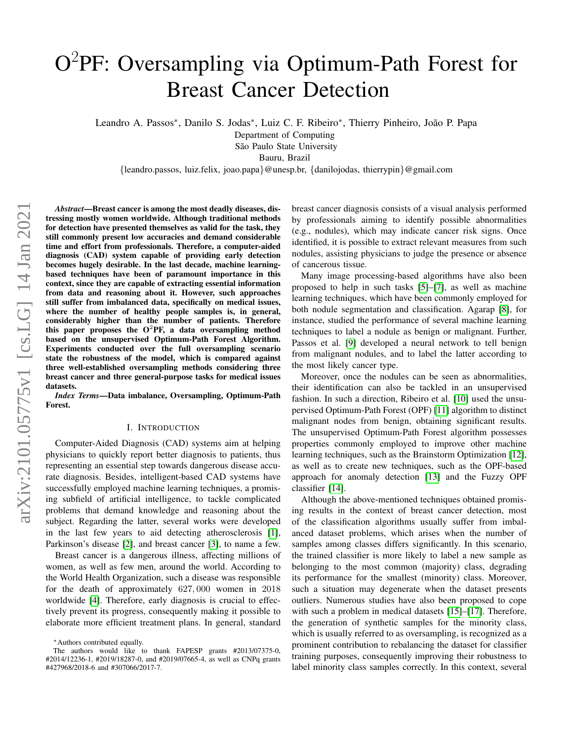# $O^2$PF: Oversampling via Optimum-Path Forest for Breast Cancer Detection

Leandro A. Passos*, Danilo S. Jodas*, Luiz C. F. Ribeiro*, Thierry Pinheiro, João P. Papa
Department of Computing
São Paulo State University
Bauru, Brazil
{leandro.passos, luiz.felix, joao.papa}@unesp.br, {danilojodas, thierrypin}@gmail.com

***Abstract*—Breast cancer is among the most deadly diseases, distressing mostly women worldwide. Although traditional methods for detection have presented themselves as valid for the task, they still commonly present low accuracies and demand considerable time and effort from professionals. Therefore, a computer-aided diagnosis (CAD) system capable of providing early detection becomes hugely desirable. In the last decade, machine learning-based techniques have been of paramount importance in this context, since they are capable of extracting essential information from data and reasoning about it. However, such approaches still suffer from imbalanced data, specifically on medical issues, where the number of healthy people samples is, in general, considerably higher than the number of patients. Therefore this paper proposes the $O^2$PF, a data oversampling method based on the unsupervised Optimum-Path Forest Algorithm. Experiments conducted over the full oversampling scenario state the robustness of the model, which is compared against three well-established oversampling methods considering three breast cancer and three general-purpose tasks for medical issues datasets.**

***Index Terms*—Data imbalance, Oversampling, Optimum-Path Forest.**

## I. Introduction

Computer-Aided Diagnosis (CAD) systems aim at helping physicians to quickly report better diagnosis to patients, thus representing an essential step towards dangerous disease accurate diagnosis. Besides, intelligent-based CAD systems have successfully employed machine learning techniques, a promising subfield of artificial intelligence, to tackle complicated problems that demand knowledge and reasoning about the subject. Regarding the latter, several works were developed in the last few years to aid detecting atherosclerosis [1], Parkinson's disease [2], and breast cancer [3], to name a few.

Breast cancer is a dangerous illness, affecting millions of women, as well as few men, around the world. According to the World Health Organization, such a disease was responsible for the death of approximately $627,000$ women in 2018 worldwide [4]. Therefore, early diagnosis is crucial to effectively prevent its progress, consequently making it possible to elaborate more efficient treatment plans. In general, standard breast cancer diagnosis consists of a visual analysis performed by professionals aiming to identify possible abnormalities (e.g., nodules), which may indicate cancer risk signs. Once identified, it is possible to extract relevant measures from such nodules, assisting physicians to judge the presence or absence of cancerous tissue.

Many image processing-based algorithms have also been proposed to help in such tasks [5]–[7], as well as machine learning techniques, which have been commonly employed for both nodule segmentation and classification. Agarap [8], for instance, studied the performance of several machine learning techniques to label a nodule as benign or malignant. Further, Passos et al. [9] developed a neural network to tell benign from malignant nodules, and to label the latter according to the most likely cancer type.

Moreover, once the nodules can be seen as abnormalities, their identification can also be tackled in an unsupervised fashion. In such a direction, Ribeiro et al. [10] used the unsupervised Optimum-Path Forest (OPF) [11] algorithm to distinct malignant nodes from benign, obtaining significant results. The unsupervised Optimum-Path Forest algorithm possesses properties commonly employed to improve other machine learning techniques, such as the Brainstorm Optimization [12], as well as to create new techniques, such as the OPF-based approach for anomaly detection [13] and the Fuzzy OPF classifier [14].

Although the above-mentioned techniques obtained promising results in the context of breast cancer detection, most of the classification algorithms usually suffer from imbalanced dataset problems, which arises when the number of samples among classes differs significantly. In this scenario, the trained classifier is more likely to label a new sample as belonging to the most common (majority) class, degrading its performance for the smallest (minority) class. Moreover, such a situation may degenerate when the dataset presents outliers. Numerous studies have also been proposed to cope with such a problem in medical datasets [15]–[17]. Therefore, the generation of synthetic samples for the minority class, which is usually referred to as oversampling, is recognized as a prominent contribution to rebalancing the dataset for classifier training purposes, consequently improving their robustness to label minority class samples correctly. In this context, several

*Authors contributed equally.

The authors would like to thank FAPESP grants #2013/07375-0, #2014/12236-1, #2019/18287-0, and #2019/07665-4, as well as CNPq grants #427968/2018-6 and #307066/2017-7.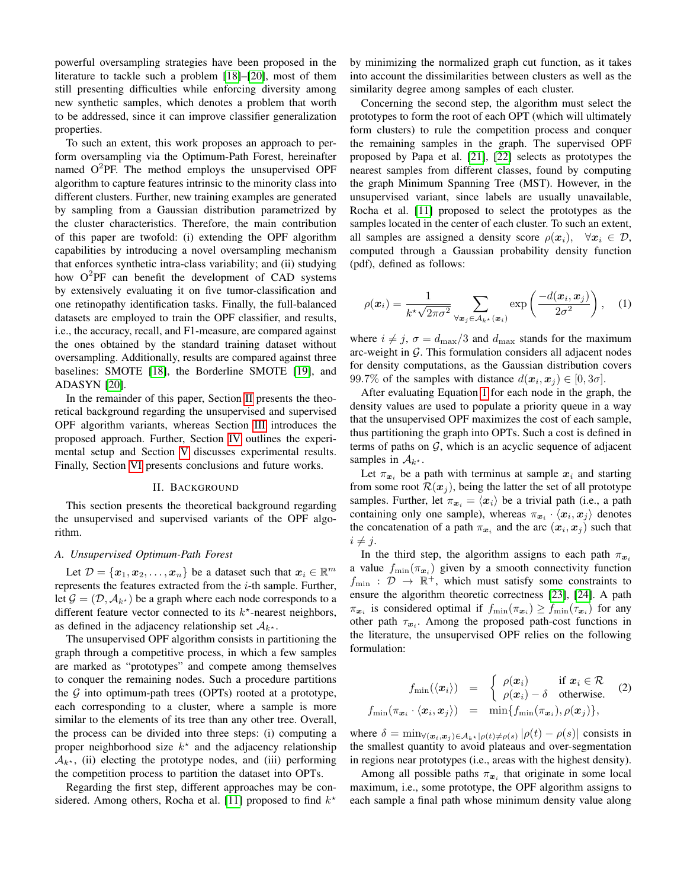powerful oversampling strategies have been proposed in the literature to tackle such a problem [18]–[20], most of them still presenting difficulties while enforcing diversity among new synthetic samples, which denotes a problem that worth to be addressed, since it can improve classifier generalization properties.

To such an extent, this work proposes an approach to perform oversampling via the Optimum-Path Forest, hereinafter named O$^2$PF. The method employs the unsupervised OPF algorithm to capture features intrinsic to the minority class into different clusters. Further, new training examples are generated by sampling from a Gaussian distribution parametrized by the cluster characteristics. Therefore, the main contribution of this paper are twofold: (i) extending the OPF algorithm capabilities by introducing a novel oversampling mechanism that enforces synthetic intra-class variability; and (ii) studying how O$^2$PF can benefit the development of CAD systems by extensively evaluating it on five tumor-classification and one retinopathy identification tasks. Finally, the full-balanced datasets are employed to train the OPF classifier, and results, i.e., the accuracy, recall, and F1-measure, are compared against the ones obtained by the standard training dataset without oversampling. Additionally, results are compared against three baselines: SMOTE [18], the Borderline SMOTE [19], and ADASYN [20].

In the remainder of this paper, Section II presents the theoretical background regarding the unsupervised and supervised OPF algorithm variants, whereas Section III introduces the proposed approach. Further, Section IV outlines the experimental setup and Section V discusses experimental results. Finally, Section VI presents conclusions and future works.

## II. Background

This section presents the theoretical background regarding the unsupervised and supervised variants of the OPF algorithm.

### A. Unsupervised Optimum-Path Forest

Let $\mathcal{D} = \{\boldsymbol{x}_1, \boldsymbol{x}_2, \ldots, \boldsymbol{x}_n\}$ be a dataset such that $\boldsymbol{x}_i \in \mathbb{R}^m$ represents the features extracted from the $i$-th sample. Further, let $\mathcal{G} = (\mathcal{D}, \mathcal{A}_{k^\star})$ be a graph where each node corresponds to a different feature vector connected to its $k^\star$-nearest neighbors, as defined in the adjacency relationship set $\mathcal{A}_{k^\star}$.

The unsupervised OPF algorithm consists in partitioning the graph through a competitive process, in which a few samples are marked as "prototypes" and compete among themselves to conquer the remaining nodes. Such a procedure partitions the $\mathcal{G}$ into optimum-path trees (OPTs) rooted at a prototype, each corresponding to a cluster, where a sample is more similar to the elements of its tree than any other tree. Overall, the process can be divided into three steps: (i) computing a proper neighborhood size $k^\star$ and the adjacency relationship $\mathcal{A}_{k^\star}$, (ii) electing the prototype nodes, and (iii) performing the competition process to partition the dataset into OPTs.

Regarding the first step, different approaches may be considered. Among others, Rocha et al. [11] proposed to find $k^\star$ by minimizing the normalized graph cut function, as it takes into account the dissimilarities between clusters as well as the similarity degree among samples of each cluster.

Concerning the second step, the algorithm must select the prototypes to form the root of each OPT (which will ultimately form clusters) to rule the competition process and conquer the remaining samples in the graph. The supervised OPF proposed by Papa et al. [21], [22] selects as prototypes the nearest samples from different classes, found by computing the graph Minimum Spanning Tree (MST). However, in the unsupervised variant, since labels are usually unavailable, Rocha et al. [11] proposed to select the prototypes as the samples located in the center of each cluster. To such an extent, all samples are assigned a density score $\rho(\boldsymbol{x}_i), \quad \forall \boldsymbol{x}_i \in \mathcal{D}$, computed through a Gaussian probability density function (pdf), defined as follows:

$$\rho(\boldsymbol{x}_i) = \frac{1}{k^\star \sqrt{2\pi\sigma^2}} \sum_{\forall \boldsymbol{x}_j \in \mathcal{A}_{k^\star}(\boldsymbol{x}_i)} \exp\left(\frac{-d(\boldsymbol{x}_i, \boldsymbol{x}_j)}{2\sigma^2}\right), \quad (1)$$

where $i \neq j$, $\sigma = d_{\max}/3$ and $d_{\max}$ stands for the maximum arc-weight in $\mathcal{G}$. This formulation considers all adjacent nodes for density computations, as the Gaussian distribution covers 99.7% of the samples with distance $d(\boldsymbol{x}_i, \boldsymbol{x}_j) \in [0, 3\sigma]$.

After evaluating Equation 1 for each node in the graph, the density values are used to populate a priority queue in a way that the unsupervised OPF maximizes the cost of each sample, thus partitioning the graph into OPTs. Such a cost is defined in terms of paths on $\mathcal{G}$, which is an acyclic sequence of adjacent samples in $\mathcal{A}_{k^\star}$.

Let $\pi_{\boldsymbol{x}_i}$ be a path with terminus at sample $\boldsymbol{x}_i$ and starting from some root $\mathcal{R}(\boldsymbol{x}_j)$, being the latter the set of all prototype samples. Further, let $\pi_{\boldsymbol{x}_i} = \langle \boldsymbol{x}_i \rangle$ be a trivial path (i.e., a path containing only one sample), whereas $\pi_{\boldsymbol{x}_i} \cdot \langle \boldsymbol{x}_i, \boldsymbol{x}_j \rangle$ denotes the concatenation of a path $\pi_{\boldsymbol{x}_i}$ and the arc $(\boldsymbol{x}_i, \boldsymbol{x}_j)$ such that $i \neq j$.

In the third step, the algorithm assigns to each path $\pi_{\boldsymbol{x}_i}$ a value $f_{\min}(\pi_{\boldsymbol{x}_i})$ given by a smooth connectivity function $f_{\min} : \mathcal{D} \rightarrow \mathbb{R}^+$, which must satisfy some constraints to ensure the algorithm theoretic correctness [23], [24]. A path $\pi_{\boldsymbol{x}_i}$ is considered optimal if $f_{\min}(\pi_{\boldsymbol{x}_i}) \geq f_{\min}(\tau_{\boldsymbol{x}_i})$ for any other path $\tau_{\boldsymbol{x}_i}$. Among the proposed path-cost functions in the literature, the unsupervised OPF relies on the following formulation:

$$\begin{aligned}
f_{\min}(\langle \boldsymbol{x}_i \rangle) &= \begin{cases} \rho(\boldsymbol{x}_i) & \text{if } \boldsymbol{x}_i \in \mathcal{R} \\ \rho(\boldsymbol{x}_i) - \delta & \text{otherwise.} \end{cases} \\
f_{\min}(\pi_{\boldsymbol{x}_i} \cdot \langle \boldsymbol{x}_i, \boldsymbol{x}_j \rangle) &= \min\{f_{\min}(\pi_{\boldsymbol{x}_i}), \rho(\boldsymbol{x}_j)\},
\end{aligned} \quad (2)$$

where $\delta = \min_{\forall (\boldsymbol{x}_i, \boldsymbol{x}_j) \in \mathcal{A}_{k^\star} | \rho(t) \neq \rho(s)} |\rho(t) - \rho(s)|$ consists in the smallest quantity to avoid plateaus and over-segmentation in regions near prototypes (i.e., areas with the highest density).

Among all possible paths $\pi_{\boldsymbol{x}_i}$ that originate in some local maximum, i.e., some prototype, the OPF algorithm assigns to each sample a final path whose minimum density value along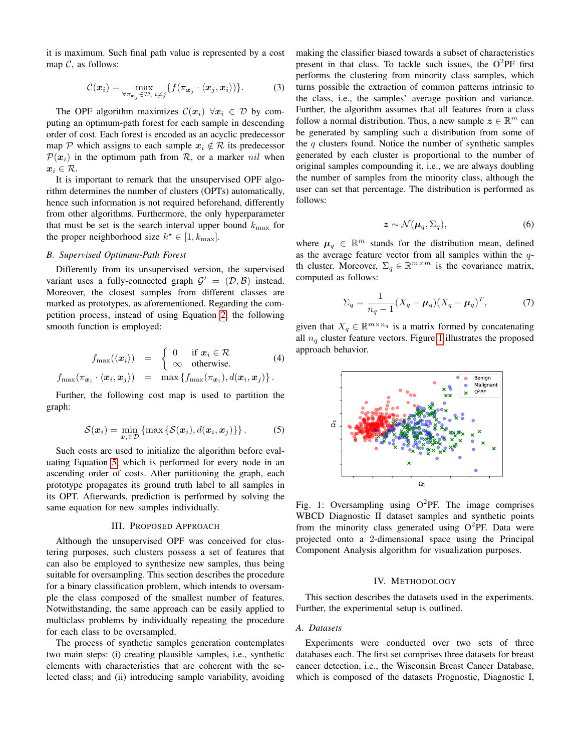it is maximum. Such final path value is represented by a cost map $\mathcal{C}$, as follows:

$$\mathcal{C}(\boldsymbol{x}_i) = \max_{\forall \pi_{\boldsymbol{x}_j} \in \mathcal{D},\, i \neq j} \{f(\pi_{\boldsymbol{x}_j} \cdot \langle \boldsymbol{x}_j, \boldsymbol{x}_i \rangle)\}. \tag{3}$$

The OPF algorithm maximizes $\mathcal{C}(\boldsymbol{x}_i)$ $\forall \boldsymbol{x}_i \in \mathcal{D}$ by computing an optimum-path forest for each sample in descending order of cost. Each forest is encoded as an acyclic predecessor map $\mathcal{P}$ which assigns to each sample $\boldsymbol{x}_i \notin \mathcal{R}$ its predecessor $\mathcal{P}(\boldsymbol{x}_i)$ in the optimum path from $\mathcal{R}$, or a marker $nil$ when $\boldsymbol{x}_i \in \mathcal{R}$.

It is important to remark that the unsupervised OPF algorithm determines the number of clusters (OPTs) automatically, hence such information is not required beforehand, differently from other algorithms. Furthermore, the only hyperparameter that must be set is the search interval upper bound $k_{\max}$ for the proper neighborhood size $k^\star \in [1, k_{\max}]$.

### B. Supervised Optimum-Path Forest

Differently from its unsupervised version, the supervised variant uses a fully-connected graph $\mathcal{G}' = (\mathcal{D}, \mathcal{B})$ instead. Moreover, the closest samples from different classes are marked as prototypes, as aforementioned. Regarding the competition process, instead of using Equation 2, the following smooth function is employed:

$$\begin{aligned} f_{\max}(\langle \boldsymbol{x}_i \rangle) &= \begin{cases} 0 & \text{if } \boldsymbol{x}_i \in \mathcal{R} \\ \infty & \text{otherwise.} \end{cases} \\ f_{\max}(\pi_{\boldsymbol{x}_i} \cdot \langle \boldsymbol{x}_i, \boldsymbol{x}_j \rangle) &= \max\{f_{\max}(\pi_{\boldsymbol{x}_i}), d(\boldsymbol{x}_i, \boldsymbol{x}_j)\}. \end{aligned} \tag{4}$$

Further, the following cost map is used to partition the graph:

$$\mathcal{S}(\boldsymbol{x}_i) = \min_{\boldsymbol{x}_i \in \mathcal{D}} \{\max\{\mathcal{S}(\boldsymbol{x}_i), d(\boldsymbol{x}_i, \boldsymbol{x}_j)\}\}. \tag{5}$$

Such costs are used to initialize the algorithm before evaluating Equation 5, which is performed for every node in an ascending order of costs. After partitioning the graph, each prototype propagates its ground truth label to all samples in its OPT. Afterwards, prediction is performed by solving the same equation for new samples individually.

## III. Proposed Approach

Although the unsupervised OPF was conceived for clustering purposes, such clusters possess a set of features that can also be employed to synthesize new samples, thus being suitable for oversampling. This section describes the procedure for a binary classification problem, which intends to oversample the class composed of the smallest number of features. Notwithstanding, the same approach can be easily applied to multiclass problems by individually repeating the procedure for each class to be oversampled.

The process of synthetic samples generation contemplates two main steps: (i) creating plausible samples, i.e., synthetic elements with characteristics that are coherent with the selected class; and (ii) introducing sample variability, avoiding making the classifier biased towards a subset of characteristics present in that class. To tackle such issues, the O$^2$PF first performs the clustering from minority class samples, which turns possible the extraction of common patterns intrinsic to the class, i.e., the samples' average position and variance. Further, the algorithm assumes that all features from a class follow a normal distribution. Thus, a new sample $\boldsymbol{z} \in \mathbb{R}^m$ can be generated by sampling such a distribution from some of the $q$ clusters found. Notice the number of synthetic samples generated by each cluster is proportional to the number of original samples compounding it, i.e., we are always doubling the number of samples from the minority class, although the user can set that percentage. The distribution is performed as follows:

$$\boldsymbol{z} \sim \mathcal{N}(\boldsymbol{\mu}_q, \Sigma_q), \tag{6}$$

where $\boldsymbol{\mu}_q \in \mathbb{R}^m$ stands for the distribution mean, defined as the average feature vector from all samples within the $q$-th cluster. Moreover, $\Sigma_q \in \mathbb{R}^{m \times m}$ is the covariance matrix, computed as follows:

$$\Sigma_q = \frac{1}{n_q - 1}(X_q - \boldsymbol{\mu}_q)(X_q - \boldsymbol{\mu}_q)^T, \tag{7}$$

given that $X_q \in \mathbb{R}^{m \times n_q}$ is a matrix formed by concatenating all $n_q$ cluster feature vectors. Figure 1 illustrates the proposed approach behavior.

Fig. 1: Oversampling using O$^2$PF. The image comprises WBCD Diagnostic II dataset samples and synthetic points from the minority class generated using O$^2$PF. Data were projected onto a 2-dimensional space using the Principal Component Analysis algorithm for visualization purposes.

## IV. Methodology

This section describes the datasets used in the experiments. Further, the experimental setup is outlined.

### A. Datasets

Experiments were conducted over two sets of three databases each. The first set comprises three datasets for breast cancer detection, i.e., the Wisconsin Breast Cancer Database, which is composed of the datasets Prognostic, Diagnostic I,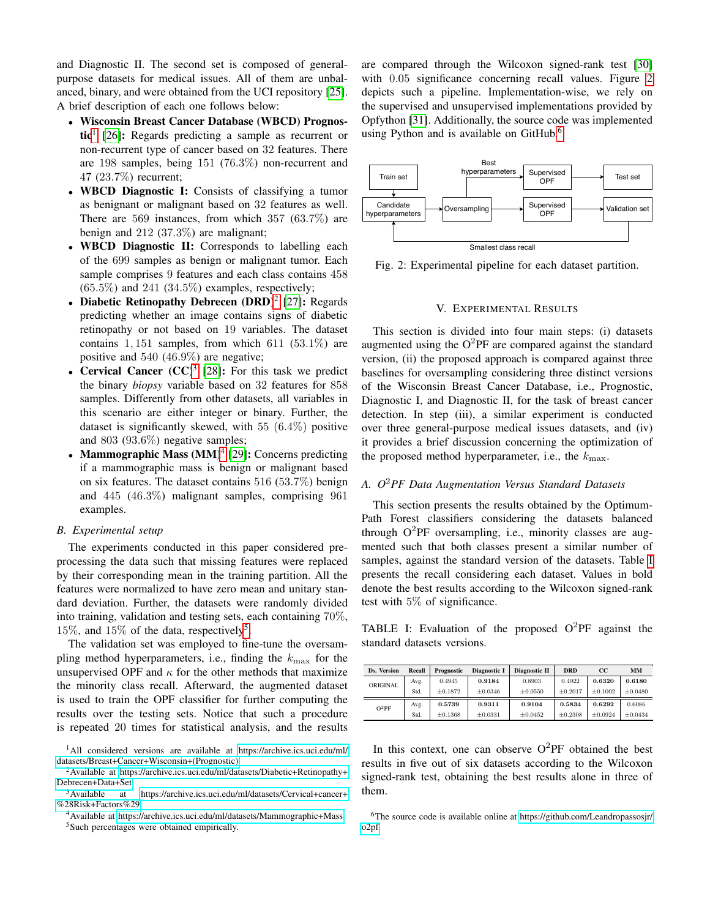and Diagnostic II. The second set is composed of general-purpose datasets for medical issues. All of them are unbalanced, binary, and were obtained from the UCI repository [25]. A brief description of each one follows below:

- **Wisconsin Breast Cancer Database (WBCD) Prognostic**[1] [26]**:** Regards predicting a sample as recurrent or non-recurrent type of cancer based on 32 features. There are 198 samples, being 151 (76.3%) non-recurrent and 47 (23.7%) recurrent;
- **WBCD Diagnostic I:** Consists of classifying a tumor as benignant or malignant based on 32 features as well. There are 569 instances, from which 357 (63.7%) are benign and 212 (37.3%) are malignant;
- **WBCD Diagnostic II:** Corresponds to labelling each of the 699 samples as benign or malignant tumor. Each sample comprises 9 features and each class contains 458 (65.5%) and 241 (34.5%) examples, respectively;
- **Diabetic Retinopathy Debrecen (DRD)**[2] [27]**:** Regards predicting whether an image contains signs of diabetic retinopathy or not based on 19 variables. The dataset contains 1,151 samples, from which 611 (53.1%) are positive and 540 (46.9%) are negative;
- **Cervical Cancer (CC)**[3] [28]**:** For this task we predict the binary *biopsy* variable based on 32 features for 858 samples. Differently from other datasets, all variables in this scenario are either integer or binary. Further, the dataset is significantly skewed, with 55 (6.4%) positive and 803 (93.6%) negative samples;
- **Mammographic Mass (MM)**[4] [29]**:** Concerns predicting if a mammographic mass is benign or malignant based on six features. The dataset contains 516 (53.7%) benign and 445 (46.3%) malignant samples, comprising 961 examples.

### B. Experimental setup

The experiments conducted in this paper considered pre-processing the data such that missing features were replaced by their corresponding mean in the training partition. All the features were normalized to have zero mean and unitary standard deviation. Further, the datasets were randomly divided into training, validation and testing sets, each containing 70%, 15%, and 15% of the data, respectively[5].

The validation set was employed to fine-tune the oversampling method hyperparameters, i.e., finding the $k_{\max}$ for the unsupervised OPF and $\kappa$ for the other methods that maximize the minority class recall. Afterward, the augmented dataset is used to train the OPF classifier for further computing the results over the testing sets. Notice that such a procedure is repeated 20 times for statistical analysis, and the results are compared through the Wilcoxon signed-rank test [30] with 0.05 significance concerning recall values. Figure 2 depicts such a pipeline. Implementation-wise, we rely on the supervised and unsupervised implementations provided by Opfython [31]. Additionally, the source code was implemented using Python and is available on GitHub[6].

Fig. 2: Experimental pipeline for each dataset partition.

## V. Experimental Results

This section is divided into four main steps: (i) datasets augmented using the O$^2$PF are compared against the standard version, (ii) the proposed approach is compared against three baselines for oversampling considering three distinct versions of the Wisconsin Breast Cancer Database, i.e., Prognostic, Diagnostic I, and Diagnostic II, for the task of breast cancer detection. In step (iii), a similar experiment is conducted over three general-purpose medical issues datasets, and (iv) it provides a brief discussion concerning the optimization of the proposed method hyperparameter, i.e., the $k_{\max}$.

### A. O$^2$PF Data Augmentation Versus Standard Datasets

This section presents the results obtained by the Optimum-Path Forest classifiers considering the datasets balanced through O$^2$PF oversampling, i.e., minority classes are augmented such that both classes present a similar number of samples, against the standard version of the datasets. Table I presents the recall considering each dataset. Values in bold denote the best results according to the Wilcoxon signed-rank test with 5% of significance.

TABLE I: Evaluation of the proposed O$^2$PF against the standard datasets versions.

| Ds. Version | Recall | Prognostic | Diagnostic I | Diagnostic II | DRD | CC | MM |
|---|---|---|---|---|---|---|---|
| ORIGINAL | Avg. | 0.4945 | **0.9184** | 0.8903 | 0.4922 | **0.6320** | **0.6180** |
| | Std. | ±0.1872 | ±0.0346 | ±0.0550 | ±0.2017 | ±0.1002 | ±0.0480 |
| O$^2$PF | Avg. | **0.5739** | **0.9311** | **0.9104** | **0.5834** | **0.6292** | 0.6086 |
| | Std. | ±0.1368 | ±0.0331 | ±0.0452 | ±0.2308 | ±0.0924 | ±0.0434 |

In this context, one can observe O$^2$PF obtained the best results in five out of six datasets according to the Wilcoxon signed-rank test, obtaining the best results alone in three of them.

[1] All considered versions are available at https://archive.ics.uci.edu/ml/datasets/Breast+Cancer+Wisconsin+(Prognostic)

[2] Available at https://archive.ics.uci.edu/ml/datasets/Diabetic+Retinopathy+Debrecen+Data+Set

[3] Available at https://archive.ics.uci.edu/ml/datasets/Cervical+cancer+%28Risk+Factors%29

[4] Available at https://archive.ics.uci.edu/ml/datasets/Mammographic+Mass

[5] Such percentages were obtained empirically.

[6] The source code is available online at https://github.com/Leandropassosjr/o2pf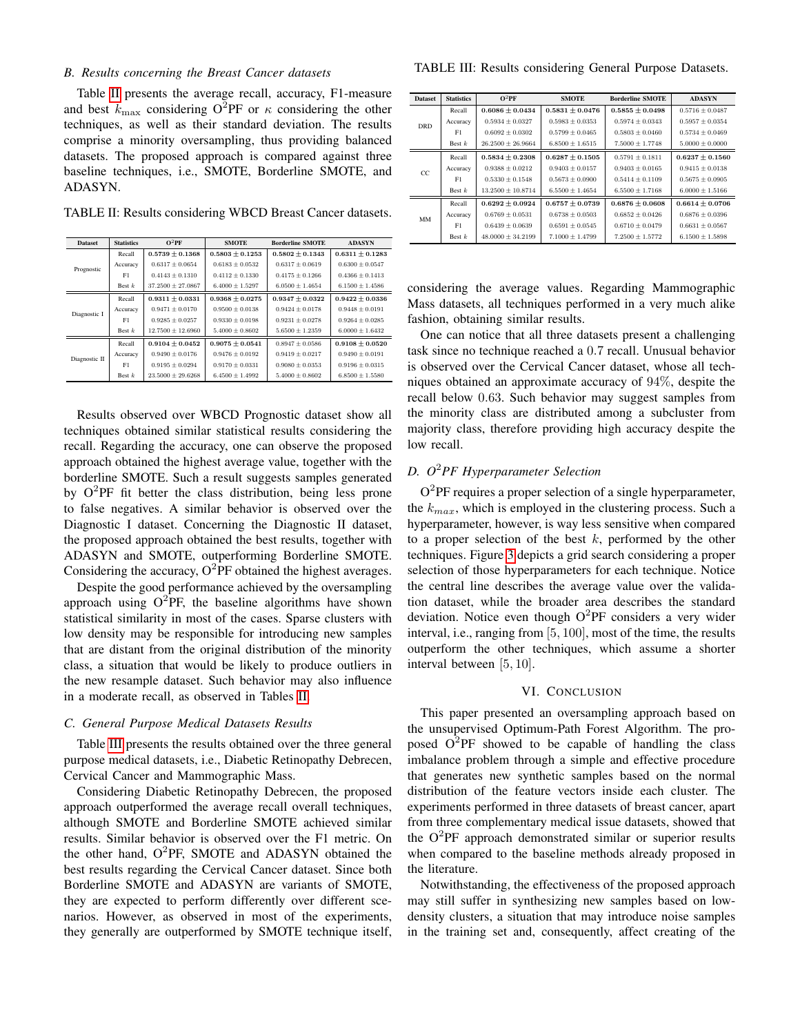### B. Results concerning the Breast Cancer datasets

Table II presents the average recall, accuracy, F1-measure and best $k_{\max}$ considering O$^2$PF or $\kappa$ considering the other techniques, as well as their standard deviation. The results comprise a minority oversampling, thus providing balanced datasets. The proposed approach is compared against three baseline techniques, i.e., SMOTE, Borderline SMOTE, and ADASYN.

TABLE II: Results considering WBCD Breast Cancer datasets.

| Dataset | Statistics | O$^2$PF | SMOTE | Borderline SMOTE | ADASYN |
|---|---|---|---|---|---|
| Prognostic | Recall | **$0.5739 \pm 0.1368$** | **$0.5803 \pm 0.1253$** | **$0.5802 \pm 0.1343$** | **$0.6311 \pm 0.1283$** |
| | Accuracy | $0.6317 \pm 0.0654$ | $0.6183 \pm 0.0532$ | $0.6317 \pm 0.0619$ | $0.6300 \pm 0.0547$ |
| | F1 | $0.4143 \pm 0.1310$ | $0.4112 \pm 0.1330$ | $0.4175 \pm 0.1266$ | $0.4366 \pm 0.1413$ |
| | Best $k$ | $37.2500 \pm 27.0867$ | $6.4000 \pm 1.5297$ | $6.0500 \pm 1.4654$ | $6.1500 \pm 1.4586$ |
| Diagnostic I | Recall | **$0.9311 \pm 0.0331$** | **$0.9368 \pm 0.0275$** | **$0.9347 \pm 0.0322$** | **$0.9422 \pm 0.0336$** |
| | Accuracy | $0.9471 \pm 0.0170$ | $0.9500 \pm 0.0138$ | $0.9424 \pm 0.0178$ | $0.9448 \pm 0.0191$ |
| | F1 | $0.9285 \pm 0.0257$ | $0.9330 \pm 0.0198$ | $0.9231 \pm 0.0278$ | $0.9264 \pm 0.0285$ |
| | Best $k$ | $12.7500 \pm 12.6960$ | $5.4000 \pm 0.8602$ | $5.6500 \pm 1.2359$ | $6.0000 \pm 1.6432$ |
| Diagnostic II | Recall | **$0.9104 \pm 0.0452$** | **$0.9075 \pm 0.0541$** | $0.8947 \pm 0.0586$ | **$0.9108 \pm 0.0520$** |
| | Accuracy | $0.9490 \pm 0.0176$ | $0.9476 \pm 0.0192$ | $0.9419 \pm 0.0217$ | $0.9490 \pm 0.0191$ |
| | F1 | $0.9195 \pm 0.0294$ | $0.9170 \pm 0.0331$ | $0.9080 \pm 0.0353$ | $0.9196 \pm 0.0315$ |
| | Best $k$ | $23.5000 \pm 29.6268$ | $6.4500 \pm 1.4992$ | $5.4000 \pm 0.8602$ | $6.8500 \pm 1.5580$ |

Results observed over WBCD Prognostic dataset show all techniques obtained similar statistical results considering the recall. Regarding the accuracy, one can observe the proposed approach obtained the highest average value, together with the borderline SMOTE. Such a result suggests samples generated by O$^2$PF fit better the class distribution, being less prone to false negatives. A similar behavior is observed over the Diagnostic I dataset. Concerning the Diagnostic II dataset, the proposed approach obtained the best results, together with ADASYN and SMOTE, outperforming Borderline SMOTE. Considering the accuracy, O$^2$PF obtained the highest averages.

Despite the good performance achieved by the oversampling approach using O$^2$PF, the baseline algorithms have shown statistical similarity in most of the cases. Sparse clusters with low density may be responsible for introducing new samples that are distant from the original distribution of the minority class, a situation that would be likely to produce outliers in the new resample dataset. Such behavior may also influence in a moderate recall, as observed in Tables II.

### C. General Purpose Medical Datasets Results

Table III presents the results obtained over the three general purpose medical datasets, i.e., Diabetic Retinopathy Debrecen, Cervical Cancer and Mammographic Mass.

Considering Diabetic Retinopathy Debrecen, the proposed approach outperformed the average recall overall techniques, although SMOTE and Borderline SMOTE achieved similar results. Similar behavior is observed over the F1 metric. On the other hand, O$^2$PF, SMOTE and ADASYN obtained the best results regarding the Cervical Cancer dataset. Since both Borderline SMOTE and ADASYN are variants of SMOTE, they are expected to perform differently over different scenarios. However, as observed in most of the experiments, they generally are outperformed by SMOTE technique itself, considering the average values. Regarding Mammographic Mass datasets, all techniques performed in a very much alike fashion, obtaining similar results.

TABLE III: Results considering General Purpose Datasets.

| Dataset | Statistics | O$^2$PF | SMOTE | Borderline SMOTE | ADASYN |
|---|---|---|---|---|---|
| DRD | Recall | **$0.6086 \pm 0.0434$** | **$0.5831 \pm 0.0476$** | **$0.5855 \pm 0.0498$** | $0.5716 \pm 0.0487$ |
| | Accuracy | $0.5934 \pm 0.0327$ | $0.5983 \pm 0.0353$ | $0.5974 \pm 0.0343$ | $0.5957 \pm 0.0354$ |
| | F1 | $0.6092 \pm 0.0302$ | $0.5799 \pm 0.0465$ | $0.5803 \pm 0.0460$ | $0.5734 \pm 0.0469$ |
| | Best $k$ | $26.2500 \pm 26.9664$ | $6.8500 \pm 1.6515$ | $7.5000 \pm 1.7748$ | $5.0000 \pm 0.0000$ |
| CC | Recall | **$0.5834 \pm 0.2308$** | **$0.6287 \pm 0.1505$** | $0.5791 \pm 0.1811$ | **$0.6237 \pm 0.1560$** |
| | Accuracy | $0.9388 \pm 0.0212$ | $0.9403 \pm 0.0157$ | $0.9403 \pm 0.0165$ | $0.9415 \pm 0.0138$ |
| | F1 | $0.5330 \pm 0.1548$ | $0.5673 \pm 0.0900$ | $0.5414 \pm 0.1109$ | $0.5675 \pm 0.0905$ |
| | Best $k$ | $13.2500 \pm 10.8714$ | $6.5500 \pm 1.4654$ | $6.5500 \pm 1.7168$ | $6.0000 \pm 1.5166$ |
| MM | Recall | **$0.6292 \pm 0.0924$** | **$0.6757 \pm 0.0739$** | **$0.6876 \pm 0.0608$** | **$0.6614 \pm 0.0706$** |
| | Accuracy | $0.6769 \pm 0.0531$ | $0.6738 \pm 0.0503$ | $0.6852 \pm 0.0426$ | $0.6876 \pm 0.0396$ |
| | F1 | $0.6439 \pm 0.0639$ | $0.6591 \pm 0.0545$ | $0.6710 \pm 0.0479$ | $0.6631 \pm 0.0567$ |
| | Best $k$ | $48.0000 \pm 34.2199$ | $7.1000 \pm 1.4799$ | $7.2500 \pm 1.5772$ | $6.1500 \pm 1.5898$ |

One can notice that all three datasets present a challenging task since no technique reached a $0.7$ recall. Unusual behavior is observed over the Cervical Cancer dataset, whose all techniques obtained an approximate accuracy of $94\%$, despite the recall below $0.63$. Such behavior may suggest samples from the minority class are distributed among a subcluster from majority class, therefore providing high accuracy despite the low recall.

### D. O$^2$PF Hyperparameter Selection

O$^2$PF requires a proper selection of a single hyperparameter, the $k_{max}$, which is employed in the clustering process. Such a hyperparameter, however, is way less sensitive when compared to a proper selection of the best $k$, performed by the other techniques. Figure 3 depicts a grid search considering a proper selection of those hyperparameters for each technique. Notice the central line describes the average value over the validation dataset, while the broader area describes the standard deviation. Notice even though O$^2$PF considers a very wider interval, i.e., ranging from $[5, 100]$, most of the time, the results outperform the other techniques, which assume a shorter interval between $[5, 10]$.

## VI. Conclusion

This paper presented an oversampling approach based on the unsupervised Optimum-Path Forest Algorithm. The proposed O$^2$PF showed to be capable of handling the class imbalance problem through a simple and effective procedure that generates new synthetic samples based on the normal distribution of the feature vectors inside each cluster. The experiments performed in three datasets of breast cancer, apart from three complementary medical issue datasets, showed that the O$^2$PF approach demonstrated similar or superior results when compared to the baseline methods already proposed in the literature.

Notwithstanding, the effectiveness of the proposed approach may still suffer in synthesizing new samples based on low-density clusters, a situation that may introduce noise samples in the training set and, consequently, affect creating of the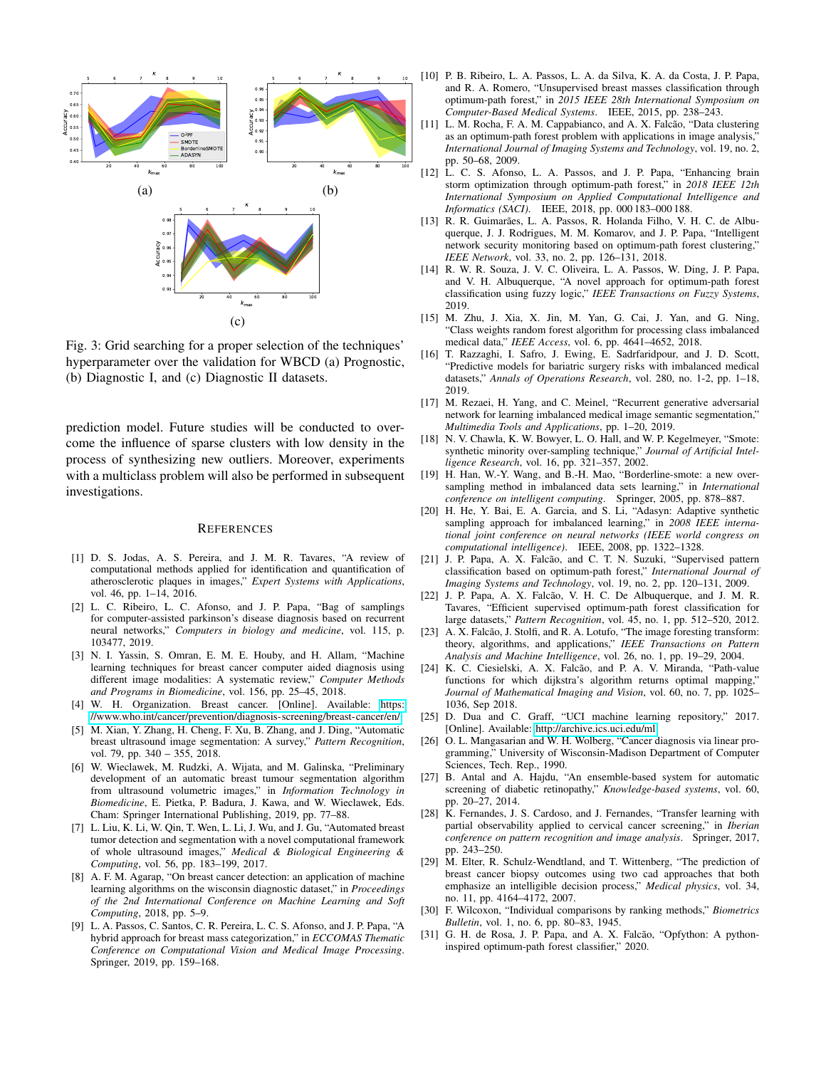κ

5 6 7 8 9 10

0.70
0.65
0.60
0.55
0.50
0.45
0.40

Accuracy

OPF
SMOTE
BorderlineSMOTE
ADASYN

20 40 60 80 100

$k_{max}$

(a)

κ

5 6 7 8 9 10

0.96
0.95
0.94
0.93
0.92
0.91
0.90

Accuracy

20 40 60 80 100

$k_{max}$

(b)

κ

5 6 7 8 9 10

0.98
0.97
0.96
0.95
0.94
0.93

Accuracy

20 40 60 80 100

$k_{max}$

(c)

Fig. 3: Grid searching for a proper selection of the techniques' hyperparameter over the validation for WBCD (a) Prognostic, (b) Diagnostic I, and (c) Diagnostic II datasets.

prediction model. Future studies will be conducted to overcome the influence of sparse clusters with low density in the process of synthesizing new outliers. Moreover, experiments with a multiclass problem will also be performed in subsequent investigations.

## References

[1] D. S. Jodas, A. S. Pereira, and J. M. R. Tavares, "A review of computational methods applied for identification and quantification of atherosclerotic plaques in images," *Expert Systems with Applications*, vol. 46, pp. 1–14, 2016.

[2] L. C. Ribeiro, L. C. Afonso, and J. P. Papa, "Bag of samplings for computer-assisted parkinson's disease diagnosis based on recurrent neural networks," *Computers in biology and medicine*, vol. 115, p. 103477, 2019.

[3] N. I. Yassin, S. Omran, E. M. E. Houby, and H. Allam, "Machine learning techniques for breast cancer computer aided diagnosis using different image modalities: A systematic review," *Computer Methods and Programs in Biomedicine*, vol. 156, pp. 25–45, 2018.

[4] W. H. Organization. Breast cancer. [Online]. Available: https://www.who.int/cancer/prevention/diagnosis-screening/breast-cancer/en/

[5] M. Xian, Y. Zhang, H. Cheng, F. Xu, B. Zhang, and J. Ding, "Automatic breast ultrasound image segmentation: A survey," *Pattern Recognition*, vol. 79, pp. 340 – 355, 2018.

[6] W. Wieclawek, M. Rudzki, A. Wijata, and M. Galinska, "Preliminary development of an automatic breast tumour segmentation algorithm from ultrasound volumetric images," in *Information Technology in Biomedicine*, E. Pietka, P. Badura, J. Kawa, and W. Wieclawek, Eds. Cham: Springer International Publishing, 2019, pp. 77–88.

[7] L. Liu, K. Li, W. Qin, T. Wen, L. Li, J. Wu, and J. Gu, "Automated breast tumor detection and segmentation with a novel computational framework of whole ultrasound images," *Medical & Biological Engineering & Computing*, vol. 56, pp. 183–199, 2017.

[8] A. F. M. Agarap, "On breast cancer detection: an application of machine learning algorithms on the wisconsin diagnostic dataset," in *Proceedings of the 2nd International Conference on Machine Learning and Soft Computing*, 2018, pp. 5–9.

[9] L. A. Passos, C. Santos, C. R. Pereira, L. C. S. Afonso, and J. P. Papa, "A hybrid approach for breast mass categorization," in *ECCOMAS Thematic Conference on Computational Vision and Medical Image Processing*. Springer, 2019, pp. 159–168.

[10] P. B. Ribeiro, L. A. Passos, L. A. da Silva, K. A. da Costa, J. P. Papa, and R. A. Romero, "Unsupervised breast masses classification through optimum-path forest," in *2015 IEEE 28th International Symposium on Computer-Based Medical Systems*. IEEE, 2015, pp. 238–243.

[11] L. M. Rocha, F. A. M. Cappabianco, and A. X. Falcão, "Data clustering as an optimum-path forest problem with applications in image analysis," *International Journal of Imaging Systems and Technology*, vol. 19, no. 2, pp. 50–68, 2009.

[12] L. C. S. Afonso, L. A. Passos, and J. P. Papa, "Enhancing brain storm optimization through optimum-path forest," in *2018 IEEE 12th International Symposium on Applied Computational Intelligence and Informatics (SACI)*. IEEE, 2018, pp. 000 183–000 188.

[13] R. R. Guimarães, L. A. Passos, R. Holanda Filho, V. H. C. de Albuquerque, J. J. Rodrigues, M. M. Komarov, and J. P. Papa, "Intelligent network security monitoring based on optimum-path forest clustering," *IEEE Network*, vol. 33, no. 2, pp. 126–131, 2018.

[14] R. W. R. Souza, J. V. C. Oliveira, L. A. Passos, W. Ding, J. P. Papa, and V. H. Albuquerque, "A novel approach for optimum-path forest classification using fuzzy logic," *IEEE Transactions on Fuzzy Systems*, 2019.

[15] M. Zhu, J. Xia, X. Jin, M. Yan, G. Cai, J. Yan, and G. Ning, "Class weights random forest algorithm for processing class imbalanced medical data," *IEEE Access*, vol. 6, pp. 4641–4652, 2018.

[16] T. Razzaghi, I. Safro, J. Ewing, E. Sadrfaridpour, and J. D. Scott, "Predictive models for bariatric surgery risks with imbalanced medical datasets," *Annals of Operations Research*, vol. 280, no. 1-2, pp. 1–18, 2019.

[17] M. Rezaei, H. Yang, and C. Meinel, "Recurrent generative adversarial network for learning imbalanced medical image semantic segmentation," *Multimedia Tools and Applications*, pp. 1–20, 2019.

[18] N. V. Chawla, K. W. Bowyer, L. O. Hall, and W. P. Kegelmeyer, "Smote: synthetic minority over-sampling technique," *Journal of Artificial Intelligence Research*, vol. 16, pp. 321–357, 2002.

[19] H. Han, W.-Y. Wang, and B.-H. Mao, "Borderline-smote: a new over-sampling method in imbalanced data sets learning," in *International conference on intelligent computing*. Springer, 2005, pp. 878–887.

[20] H. He, Y. Bai, E. A. Garcia, and S. Li, "Adasyn: Adaptive synthetic sampling approach for imbalanced learning," in *2008 IEEE international joint conference on neural networks (IEEE world congress on computational intelligence)*. IEEE, 2008, pp. 1322–1328.

[21] J. P. Papa, A. X. Falcão, and C. T. N. Suzuki, "Supervised pattern classification based on optimum-path forest," *International Journal of Imaging Systems and Technology*, vol. 19, no. 2, pp. 120–131, 2009.

[22] J. P. Papa, A. X. Falcão, V. H. C. De Albuquerque, and J. M. R. Tavares, "Efficient supervised optimum-path forest classification for large datasets," *Pattern Recognition*, vol. 45, no. 1, pp. 512–520, 2012.

[23] A. X. Falcão, J. Stolfi, and R. A. Lotufo, "The image foresting transform: theory, algorithms, and applications," *IEEE Transactions on Pattern Analysis and Machine Intelligence*, vol. 26, no. 1, pp. 19–29, 2004.

[24] K. C. Ciesielski, A. X. Falcão, and P. A. V. Miranda, "Path-value functions for which dijkstra's algorithm returns optimal mapping," *Journal of Mathematical Imaging and Vision*, vol. 60, no. 7, pp. 1025–1036, Sep 2018.

[25] D. Dua and C. Graff, "UCI machine learning repository," 2017. [Online]. Available: http://archive.ics.uci.edu/ml

[26] O. L. Mangasarian and W. H. Wolberg, "Cancer diagnosis via linear programming," University of Wisconsin-Madison Department of Computer Sciences, Tech. Rep., 1990.

[27] B. Antal and A. Hajdu, "An ensemble-based system for automatic screening of diabetic retinopathy," *Knowledge-based systems*, vol. 60, pp. 20–27, 2014.

[28] K. Fernandes, J. S. Cardoso, and J. Fernandes, "Transfer learning with partial observability applied to cervical cancer screening," in *Iberian conference on pattern recognition and image analysis*. Springer, 2017, pp. 243–250.

[29] M. Elter, R. Schulz-Wendtland, and T. Wittenberg, "The prediction of breast cancer biopsy outcomes using two cad approaches that both emphasize an intelligible decision process," *Medical physics*, vol. 34, no. 11, pp. 4164–4172, 2007.

[30] F. Wilcoxon, "Individual comparisons by ranking methods," *Biometrics Bulletin*, vol. 1, no. 6, pp. 80–83, 1945.

[31] G. H. de Rosa, J. P. Papa, and A. X. Falcão, "Opfython: A python-inspired optimum-path forest classifier," 2020.